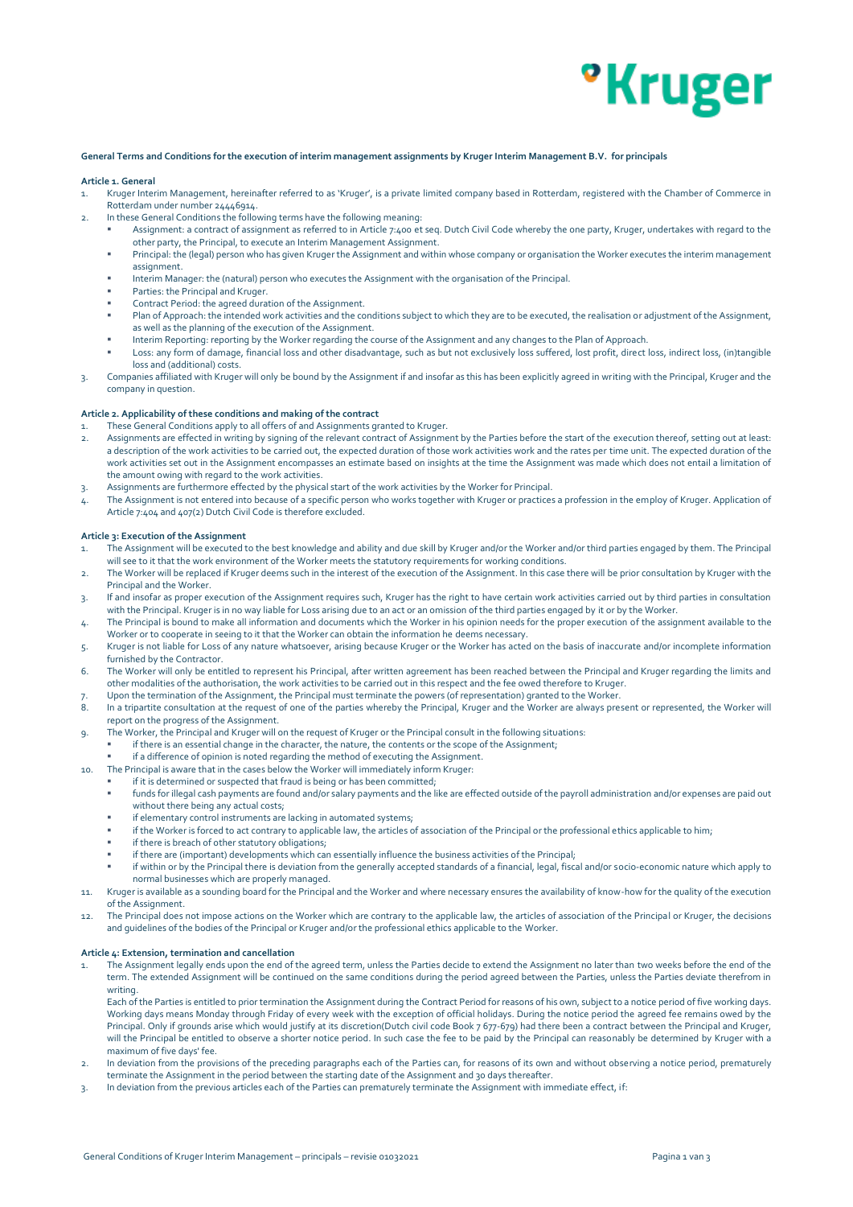**General Terms and Conditions for the execution of interim management assignments by Kruger Interim Management B.V. for principals**

**Article 1. General**

1. Kruger Interim Management, hereinafter referred to as 'Kruger', is a private limited company based in Rotterdam, registered with the Chamber of Commerce in Rotterdam under number 24446914.
2. In these General Conditions the following terms have the following meaning:
   - Assignment: a contract of assignment as referred to in Article 7:400 et seq. Dutch Civil Code whereby the one party, Kruger, undertakes with regard to the other party, the Principal, to execute an Interim Management Assignment.
   - Principal: the (legal) person who has given Kruger the Assignment and within whose company or organisation the Worker executes the interim management assignment.
   - Interim Manager: the (natural) person who executes the Assignment with the organisation of the Principal.
   - Parties: the Principal and Kruger.
   - Contract Period: the agreed duration of the Assignment.
   - Plan of Approach: the intended work activities and the conditions subject to which they are to be executed, the realisation or adjustment of the Assignment, as well as the planning of the execution of the Assignment.
   - Interim Reporting: reporting by the Worker regarding the course of the Assignment and any changes to the Plan of Approach.
   - Loss: any form of damage, financial loss and other disadvantage, such as but not exclusively loss suffered, lost profit, direct loss, indirect loss, (in)tangible loss and (additional) costs.
3. Companies affiliated with Kruger will only be bound by the Assignment if and insofar as this has been explicitly agreed in writing with the Principal, Kruger and the company in question.

**Article 2. Applicability of these conditions and making of the contract**

1. These General Conditions apply to all offers of and Assignments granted to Kruger.
2. Assignments are effected in writing by signing of the relevant contract of Assignment by the Parties before the start of the execution thereof, setting out at least: a description of the work activities to be carried out, the expected duration of those work activities work and the rates per time unit. The expected duration of the work activities set out in the Assignment encompasses an estimate based on insights at the time the Assignment was made which does not entail a limitation of the amount owing with regard to the work activities.
3. Assignments are furthermore effected by the physical start of the work activities by the Worker for Principal.
4. The Assignment is not entered into because of a specific person who works together with Kruger or practices a profession in the employ of Kruger. Application of Article 7:404 and 407(2) Dutch Civil Code is therefore excluded.

**Article 3: Execution of the Assignment**

1. The Assignment will be executed to the best knowledge and ability and due skill by Kruger and/or the Worker and/or third parties engaged by them. The Principal will see to it that the work environment of the Worker meets the statutory requirements for working conditions.
2. The Worker will be replaced if Kruger deems such in the interest of the execution of the Assignment. In this case there will be prior consultation by Kruger with the Principal and the Worker.
3. If and insofar as proper execution of the Assignment requires such, Kruger has the right to have certain work activities carried out by third parties in consultation with the Principal. Kruger is in no way liable for Loss arising due to an act or an omission of the third parties engaged by it or by the Worker.
4. The Principal is bound to make all information and documents which the Worker in his opinion needs for the proper execution of the assignment available to the Worker or to cooperate in seeing to it that the Worker can obtain the information he deems necessary.
5. Kruger is not liable for Loss of any nature whatsoever, arising because Kruger or the Worker has acted on the basis of inaccurate and/or incomplete information furnished by the Contractor.
6. The Worker will only be entitled to represent his Principal, after written agreement has been reached between the Principal and Kruger regarding the limits and other modalities of the authorisation, the work activities to be carried out in this respect and the fee owed therefore to Kruger.
7. Upon the termination of the Assignment, the Principal must terminate the powers (of representation) granted to the Worker.
8. In a tripartite consultation at the request of one of the parties whereby the Principal, Kruger and the Worker are always present or represented, the Worker will report on the progress of the Assignment.
9. The Worker, the Principal and Kruger will on the request of Kruger or the Principal consult in the following situations:
   - if there is an essential change in the character, the nature, the contents or the scope of the Assignment;
   - if a difference of opinion is noted regarding the method of executing the Assignment.
10. The Principal is aware that in the cases below the Worker will immediately inform Kruger:
    - if it is determined or suspected that fraud is being or has been committed;
    - funds for illegal cash payments are found and/or salary payments and the like are effected outside of the payroll administration and/or expenses are paid out without there being any actual costs;
    - if elementary control instruments are lacking in automated systems;
    - if the Worker is forced to act contrary to applicable law, the articles of association of the Principal or the professional ethics applicable to him;
    - if there is breach of other statutory obligations;
    - if there are (important) developments which can essentially influence the business activities of the Principal;
    - if within or by the Principal there is deviation from the generally accepted standards of a financial, legal, fiscal and/or socio-economic nature which apply to normal businesses which are properly managed.
11. Kruger is available as a sounding board for the Principal and the Worker and where necessary ensures the availability of know-how for the quality of the execution of the Assignment.
12. The Principal does not impose actions on the Worker which are contrary to the applicable law, the articles of association of the Principal or Kruger, the decisions and guidelines of the bodies of the Principal or Kruger and/or the professional ethics applicable to the Worker.

**Article 4: Extension, termination and cancellation**

1. The Assignment legally ends upon the end of the agreed term, unless the Parties decide to extend the Assignment no later than two weeks before the end of the term. The extended Assignment will be continued on the same conditions during the period agreed between the Parties, unless the Parties deviate therefrom in writing.

   Each of the Parties is entitled to prior termination the Assignment during the Contract Period for reasons of his own, subject to a notice period of five working days. Working days means Monday through Friday of every week with the exception of official holidays. During the notice period the agreed fee remains owed by the Principal. Only if grounds arise which would justify at its discretion(Dutch civil code Book 7 677-679) had there been a contract between the Principal and Kruger, will the Principal be entitled to observe a shorter notice period. In such case the fee to be paid by the Principal can reasonably be determined by Kruger with a maximum of five days' fee.
2. In deviation from the provisions of the preceding paragraphs each of the Parties can, for reasons of its own and without observing a notice period, prematurely terminate the Assignment in the period between the starting date of the Assignment and 30 days thereafter.
3. In deviation from the previous articles each of the Parties can prematurely terminate the Assignment with immediate effect, if: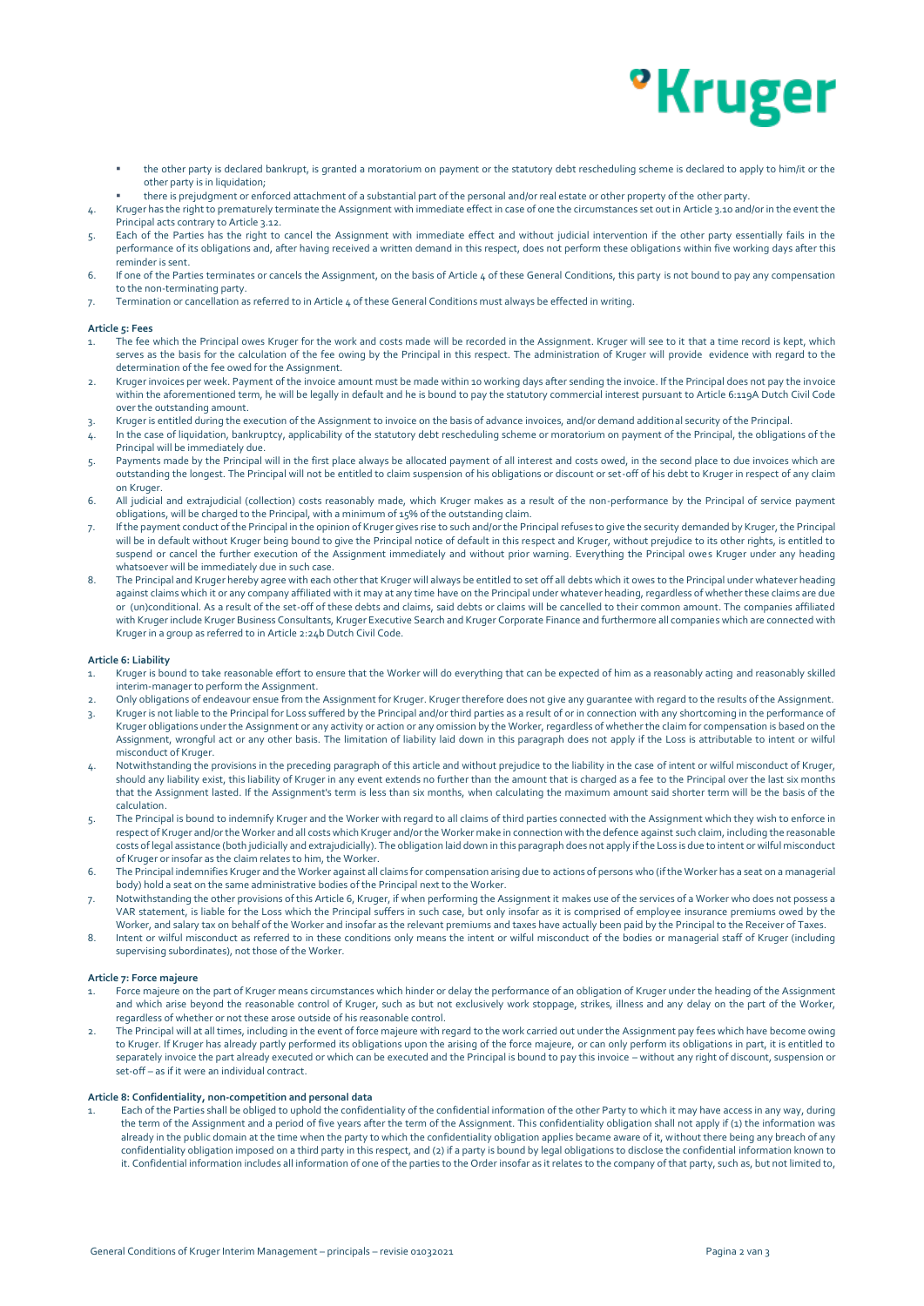- the other party is declared bankrupt, is granted a moratorium on payment or the statutory debt rescheduling scheme is declared to apply to him/it or the other party is in liquidation;
- there is prejudgment or enforced attachment of a substantial part of the personal and/or real estate or other property of the other party.

4. Kruger has the right to prematurely terminate the Assignment with immediate effect in case of one the circumstances set out in Article 3.10 and/or in the event the Principal acts contrary to Article 3.12.
5. Each of the Parties has the right to cancel the Assignment with immediate effect and without judicial intervention if the other party essentially fails in the performance of its obligations and, after having received a written demand in this respect, does not perform these obligations within five working days after this reminder is sent.
6. If one of the Parties terminates or cancels the Assignment, on the basis of Article 4 of these General Conditions, this party is not bound to pay any compensation to the non-terminating party.
7. Termination or cancellation as referred to in Article 4 of these General Conditions must always be effected in writing.

**Article 5: Fees**

1. The fee which the Principal owes Kruger for the work and costs made will be recorded in the Assignment. Kruger will see to it that a time record is kept, which serves as the basis for the calculation of the fee owing by the Principal in this respect. The administration of Kruger will provide evidence with regard to the determination of the fee owed for the Assignment.
2. Kruger invoices per week. Payment of the invoice amount must be made within 10 working days after sending the invoice. If the Principal does not pay the invoice within the aforementioned term, he will be legally in default and he is bound to pay the statutory commercial interest pursuant to Article 6:119A Dutch Civil Code over the outstanding amount.
3. Kruger is entitled during the execution of the Assignment to invoice on the basis of advance invoices, and/or demand additional security of the Principal.
4. In the case of liquidation, bankruptcy, applicability of the statutory debt rescheduling scheme or moratorium on payment of the Principal, the obligations of the Principal will be immediately due.
5. Payments made by the Principal will in the first place always be allocated payment of all interest and costs owed, in the second place to due invoices which are outstanding the longest. The Principal will not be entitled to claim suspension of his obligations or discount or set-off of his debt to Kruger in respect of any claim on Kruger.
6. All judicial and extrajudicial (collection) costs reasonably made, which Kruger makes as a result of the non-performance by the Principal of service payment obligations, will be charged to the Principal, with a minimum of 15% of the outstanding claim.
7. If the payment conduct of the Principal in the opinion of Kruger gives rise to such and/or the Principal refuses to give the security demanded by Kruger, the Principal will be in default without Kruger being bound to give the Principal notice of default in this respect and Kruger, without prejudice to its other rights, is entitled to suspend or cancel the further execution of the Assignment immediately and without prior warning. Everything the Principal owes Kruger under any heading whatsoever will be immediately due in such case.
8. The Principal and Kruger hereby agree with each other that Kruger will always be entitled to set off all debts which it owes to the Principal under whatever heading against claims which it or any company affiliated with it may at any time have on the Principal under whatever heading, regardless of whether these claims are due or (un)conditional. As a result of the set-off of these debts and claims, said debts or claims will be cancelled to their common amount. The companies affiliated with Kruger include Kruger Business Consultants, Kruger Executive Search and Kruger Corporate Finance and furthermore all companies which are connected with Kruger in a group as referred to in Article 2:24b Dutch Civil Code.

**Article 6: Liability**

1. Kruger is bound to take reasonable effort to ensure that the Worker will do everything that can be expected of him as a reasonably acting and reasonably skilled interim-manager to perform the Assignment.
2. Only obligations of endeavour ensue from the Assignment for Kruger. Kruger therefore does not give any guarantee with regard to the results of the Assignment.
3. Kruger is not liable to the Principal for Loss suffered by the Principal and/or third parties as a result of or in connection with any shortcoming in the performance of Kruger obligations under the Assignment or any activity or action or any omission by the Worker, regardless of whether the claim for compensation is based on the Assignment, wrongful act or any other basis. The limitation of liability laid down in this paragraph does not apply if the Loss is attributable to intent or wilful misconduct of Kruger.
4. Notwithstanding the provisions in the preceding paragraph of this article and without prejudice to the liability in the case of intent or wilful misconduct of Kruger, should any liability exist, this liability of Kruger in any event extends no further than the amount that is charged as a fee to the Principal over the last six months that the Assignment lasted. If the Assignment's term is less than six months, when calculating the maximum amount said shorter term will be the basis of the calculation.
5. The Principal is bound to indemnify Kruger and the Worker with regard to all claims of third parties connected with the Assignment which they wish to enforce in respect of Kruger and/or the Worker and all costs which Kruger and/or the Worker make in connection with the defence against such claim, including the reasonable costs of legal assistance (both judicially and extrajudicially). The obligation laid down in this paragraph does not apply if the Loss is due to intent or wilful misconduct of Kruger or insofar as the claim relates to him, the Worker.
6. The Principal indemnifies Kruger and the Worker against all claims for compensation arising due to actions of persons who (if the Worker has a seat on a managerial body) hold a seat on the same administrative bodies of the Principal next to the Worker.
7. Notwithstanding the other provisions of this Article 6, Kruger, if when performing the Assignment it makes use of the services of a Worker who does not possess a VAR statement, is liable for the Loss which the Principal suffers in such case, but only insofar as it is comprised of employee insurance premiums owed by the Worker, and salary tax on behalf of the Worker and insofar as the relevant premiums and taxes have actually been paid by the Principal to the Receiver of Taxes.
8. Intent or wilful misconduct as referred to in these conditions only means the intent or wilful misconduct of the bodies or managerial staff of Kruger (including supervising subordinates), not those of the Worker.

**Article 7: Force majeure**

1. Force majeure on the part of Kruger means circumstances which hinder or delay the performance of an obligation of Kruger under the heading of the Assignment and which arise beyond the reasonable control of Kruger, such as but not exclusively work stoppage, strikes, illness and any delay on the part of the Worker, regardless of whether or not these arose outside of his reasonable control.
2. The Principal will at all times, including in the event of force majeure with regard to the work carried out under the Assignment pay fees which have become owing to Kruger. If Kruger has already partly performed its obligations upon the arising of the force majeure, or can only perform its obligations in part, it is entitled to separately invoice the part already executed or which can be executed and the Principal is bound to pay this invoice – without any right of discount, suspension or set-off – as if it were an individual contract.

**Article 8: Confidentiality, non-competition and personal data**

1. Each of the Parties shall be obliged to uphold the confidentiality of the confidential information of the other Party to which it may have access in any way, during the term of the Assignment and a period of five years after the term of the Assignment. This confidentiality obligation shall not apply if (1) the information was already in the public domain at the time when the party to which the confidentiality obligation applies became aware of it, without there being any breach of any confidentiality obligation imposed on a third party in this respect, and (2) if a party is bound by legal obligations to disclose the confidential information known to it. Confidential information includes all information of one of the parties to the Order insofar as it relates to the company of that party, such as, but not limited to,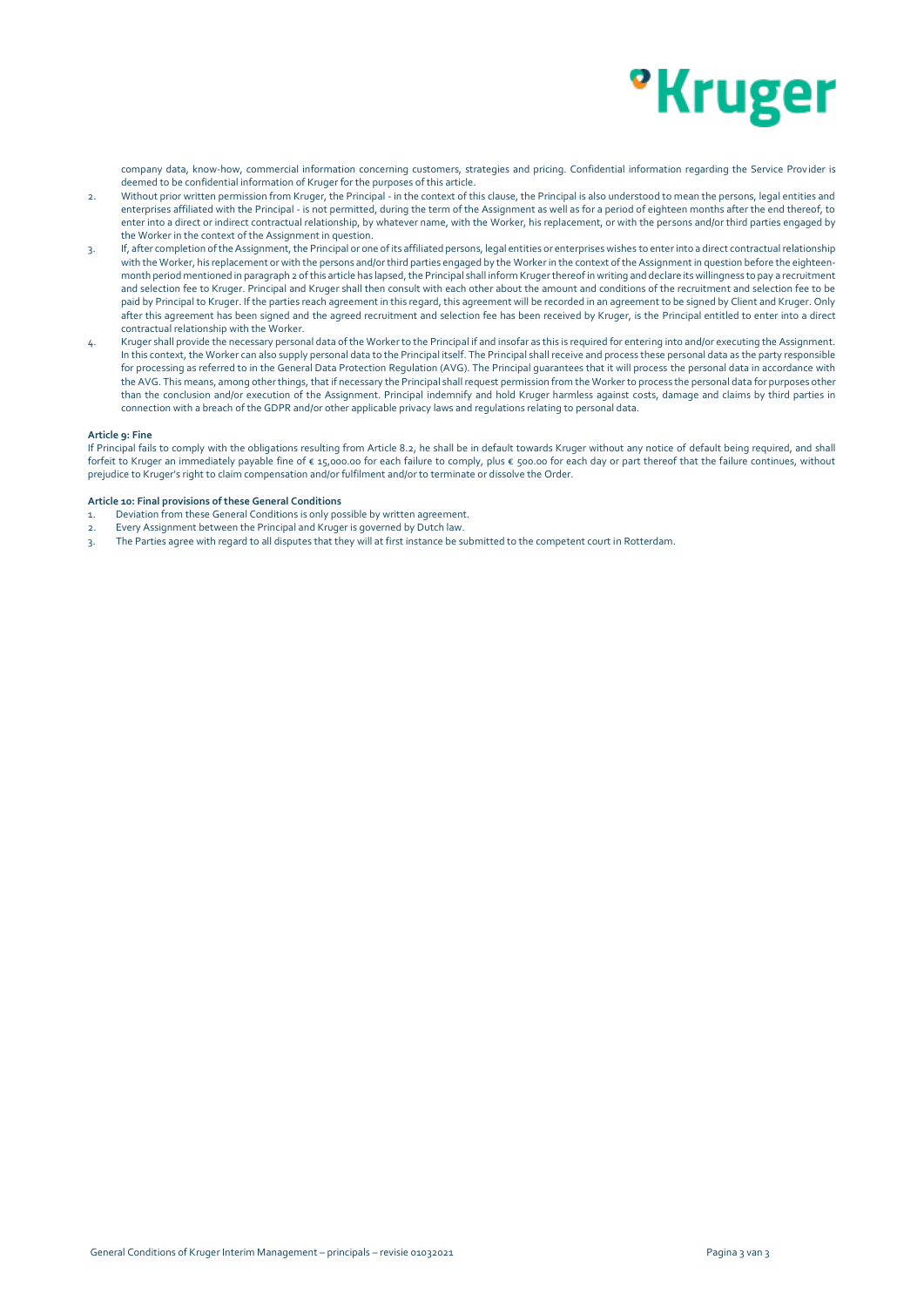company data, know-how, commercial information concerning customers, strategies and pricing. Confidential information regarding the Service Provider is deemed to be confidential information of Kruger for the purposes of this article.

2. Without prior written permission from Kruger, the Principal - in the context of this clause, the Principal is also understood to mean the persons, legal entities and enterprises affiliated with the Principal - is not permitted, during the term of the Assignment as well as for a period of eighteen months after the end thereof, to enter into a direct or indirect contractual relationship, by whatever name, with the Worker, his replacement, or with the persons and/or third parties engaged by the Worker in the context of the Assignment in question.
3. If, after completion of the Assignment, the Principal or one of its affiliated persons, legal entities or enterprises wishes to enter into a direct contractual relationship with the Worker, his replacement or with the persons and/or third parties engaged by the Worker in the context of the Assignment in question before the eighteen-month period mentioned in paragraph 2 of this article has lapsed, the Principal shall inform Kruger thereof in writing and declare its willingness to pay a recruitment and selection fee to Kruger. Principal and Kruger shall then consult with each other about the amount and conditions of the recruitment and selection fee to be paid by Principal to Kruger. If the parties reach agreement in this regard, this agreement will be recorded in an agreement to be signed by Client and Kruger. Only after this agreement has been signed and the agreed recruitment and selection fee has been received by Kruger, is the Principal entitled to enter into a direct contractual relationship with the Worker.
4. Kruger shall provide the necessary personal data of the Worker to the Principal if and insofar as this is required for entering into and/or executing the Assignment. In this context, the Worker can also supply personal data to the Principal itself. The Principal shall receive and process these personal data as the party responsible for processing as referred to in the General Data Protection Regulation (AVG). The Principal guarantees that it will process the personal data in accordance with the AVG. This means, among other things, that if necessary the Principal shall request permission from the Worker to process the personal data for purposes other than the conclusion and/or execution of the Assignment. Principal indemnify and hold Kruger harmless against costs, damage and claims by third parties in connection with a breach of the GDPR and/or other applicable privacy laws and regulations relating to personal data.

**Article 9: Fine**

If Principal fails to comply with the obligations resulting from Article 8.2, he shall be in default towards Kruger without any notice of default being required, and shall forfeit to Kruger an immediately payable fine of € 15,000.00 for each failure to comply, plus € 500.00 for each day or part thereof that the failure continues, without prejudice to Kruger's right to claim compensation and/or fulfilment and/or to terminate or dissolve the Order.

**Article 10: Final provisions of these General Conditions**

1. Deviation from these General Conditions is only possible by written agreement.
2. Every Assignment between the Principal and Kruger is governed by Dutch law.
3. The Parties agree with regard to all disputes that they will at first instance be submitted to the competent court in Rotterdam.